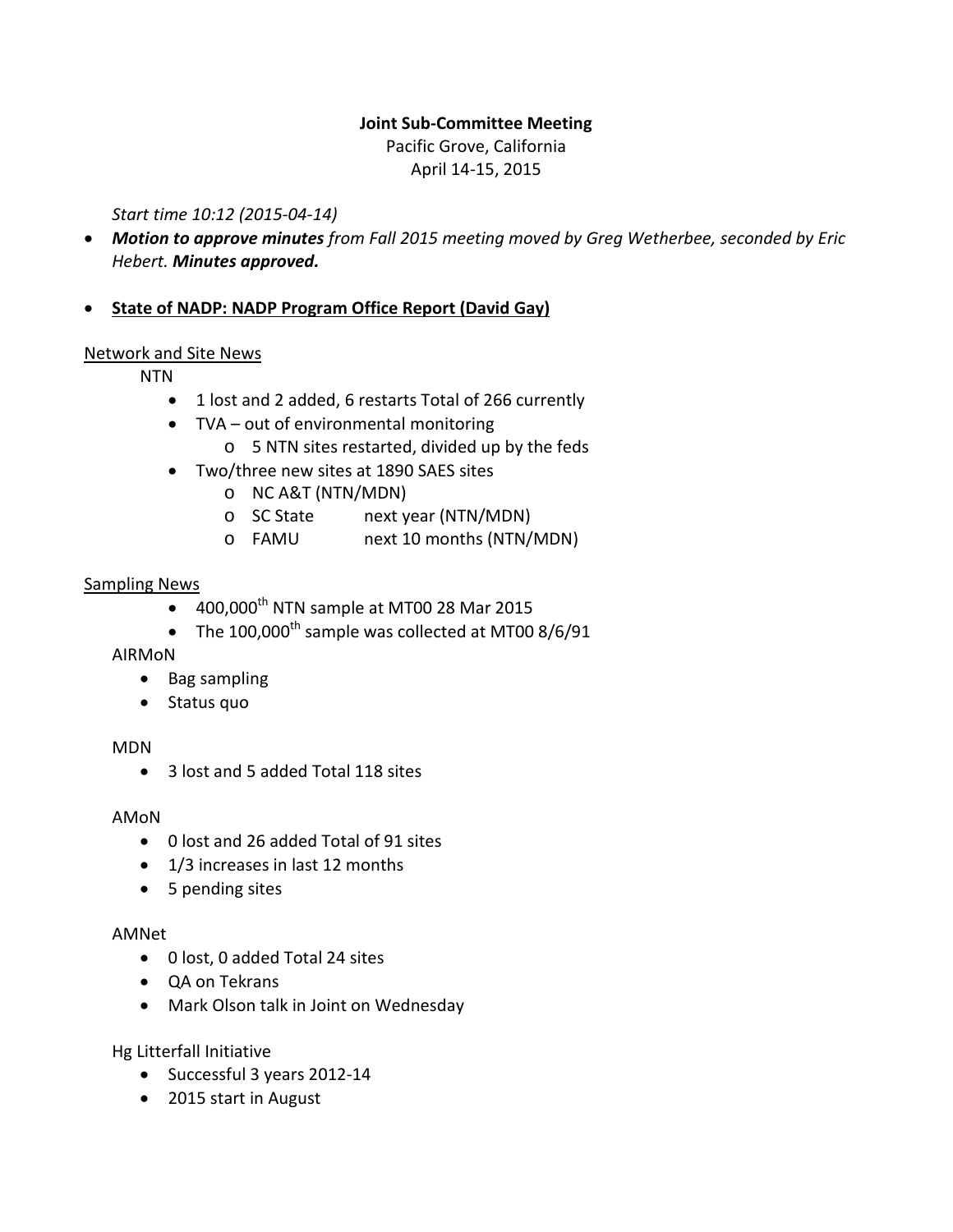**Joint Sub-Committee Meeting**

Pacific Grove, California

April 14-15, 2015

*Start time 10:12 (2015-04-14)*

- ***Motion to approve minutes** from Fall 2015 meeting moved by Greg Wetherbee, seconded by Eric Hebert. **Minutes approved.***

- **State of NADP: NADP Program Office Report (David Gay)**

Network and Site News

NTN

- 1 lost and 2 added, 6 restarts Total of 266 currently
- TVA – out of environmental monitoring
  - 5 NTN sites restarted, divided up by the feds
- Two/three new sites at 1890 SAES sites
  - NC A&T (NTN/MDN)
  - SC State next year (NTN/MDN)
  - FAMU next 10 months (NTN/MDN)

Sampling News

- 400,000th NTN sample at MT00 28 Mar 2015
- The 100,000th sample was collected at MT00 8/6/91

AIRMoN

- Bag sampling
- Status quo

MDN

- 3 lost and 5 added Total 118 sites

AMoN

- 0 lost and 26 added Total of 91 sites
- 1/3 increases in last 12 months
- 5 pending sites

AMNet

- 0 lost, 0 added Total 24 sites
- QA on Tekrans
- Mark Olson talk in Joint on Wednesday

Hg Litterfall Initiative

- Successful 3 years 2012-14
- 2015 start in August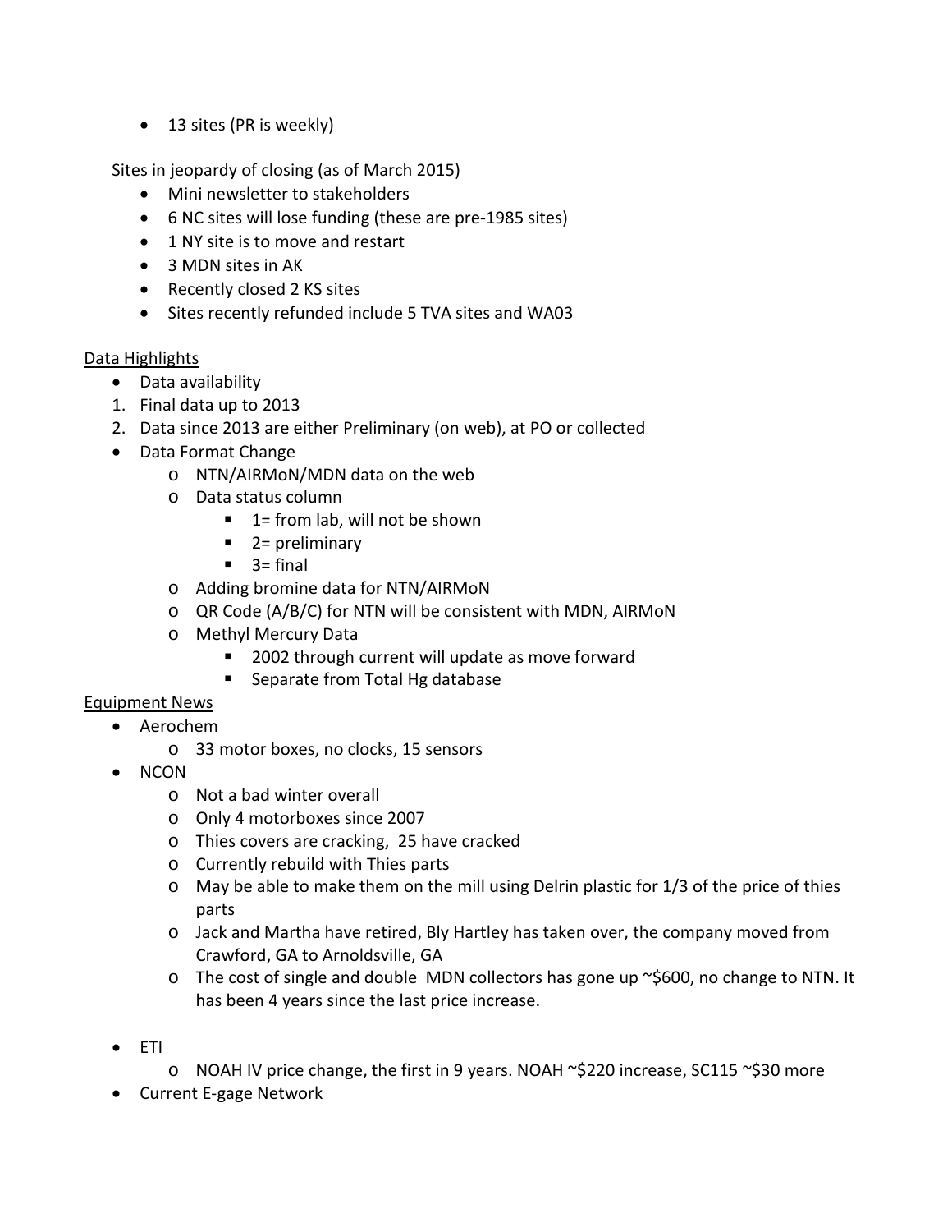- 13 sites (PR is weekly)

Sites in jeopardy of closing (as of March 2015)

- Mini newsletter to stakeholders
- 6 NC sites will lose funding (these are pre-1985 sites)
- 1 NY site is to move and restart
- 3 MDN sites in AK
- Recently closed 2 KS sites
- Sites recently refunded include 5 TVA sites and WA03

Data Highlights

- Data availability

1. Final data up to 2013
2. Data since 2013 are either Preliminary (on web), at PO or collected

- Data Format Change
    - NTN/AIRMoN/MDN data on the web
    - Data status column
        - 1= from lab, will not be shown
        - 2= preliminary
        - 3= final
    - Adding bromine data for NTN/AIRMoN
    - QR Code (A/B/C) for NTN will be consistent with MDN, AIRMoN
    - Methyl Mercury Data
        - 2002 through current will update as move forward
        - Separate from Total Hg database

Equipment News

- Aerochem
    - 33 motor boxes, no clocks, 15 sensors
- NCON
    - Not a bad winter overall
    - Only 4 motorboxes since 2007
    - Thies covers are cracking, 25 have cracked
    - Currently rebuild with Thies parts
    - May be able to make them on the mill using Delrin plastic for 1/3 of the price of thies parts
    - Jack and Martha have retired, Bly Hartley has taken over, the company moved from Crawford, GA to Arnoldsville, GA
    - The cost of single and double MDN collectors has gone up ~$600, no change to NTN. It has been 4 years since the last price increase.
- ETI
    - NOAH IV price change, the first in 9 years. NOAH ~$220 increase, SC115 ~$30 more
- Current E-gage Network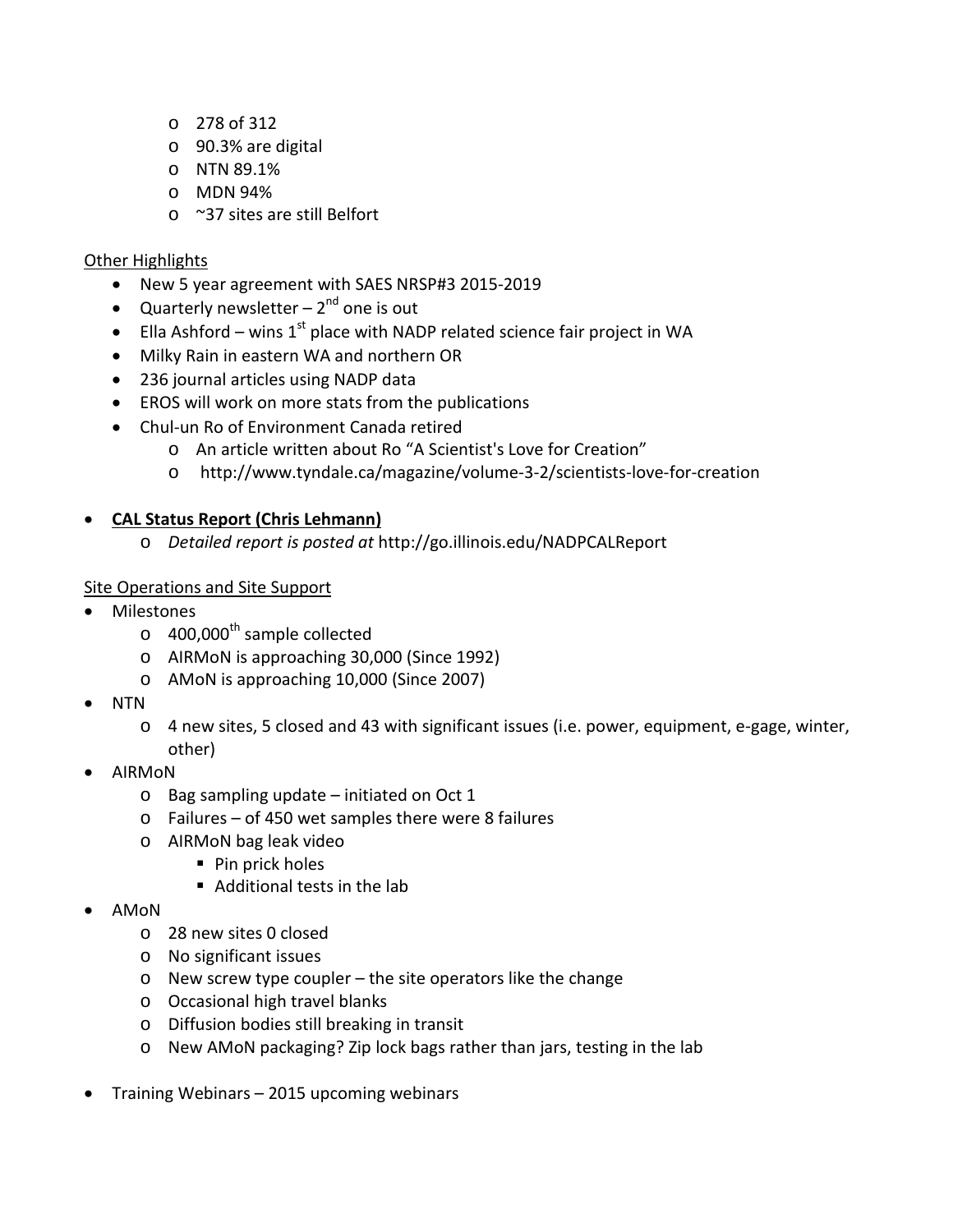- 278 of 312
  - 90.3% are digital
  - NTN 89.1%
  - MDN 94%
  - ~37 sites are still Belfort

Other Highlights

- New 5 year agreement with SAES NRSP#3 2015-2019
- Quarterly newsletter – 2nd one is out
- Ella Ashford – wins 1st place with NADP related science fair project in WA
- Milky Rain in eastern WA and northern OR
- 236 journal articles using NADP data
- EROS will work on more stats from the publications
- Chul-un Ro of Environment Canada retired
  - An article written about Ro "A Scientist's Love for Creation"
  - http://www.tyndale.ca/magazine/volume-3-2/scientists-love-for-creation

- **CAL Status Report (Chris Lehmann)**
  - *Detailed report is posted at* http://go.illinois.edu/NADPCALReport

Site Operations and Site Support

- Milestones
  - 400,000th sample collected
  - AIRMoN is approaching 30,000 (Since 1992)
  - AMoN is approaching 10,000 (Since 2007)
- NTN
  - 4 new sites, 5 closed and 43 with significant issues (i.e. power, equipment, e-gage, winter, other)
- AIRMoN
  - Bag sampling update – initiated on Oct 1
  - Failures – of 450 wet samples there were 8 failures
  - AIRMoN bag leak video
    - Pin prick holes
    - Additional tests in the lab
- AMoN
  - 28 new sites 0 closed
  - No significant issues
  - New screw type coupler – the site operators like the change
  - Occasional high travel blanks
  - Diffusion bodies still breaking in transit
  - New AMoN packaging? Zip lock bags rather than jars, testing in the lab

- Training Webinars – 2015 upcoming webinars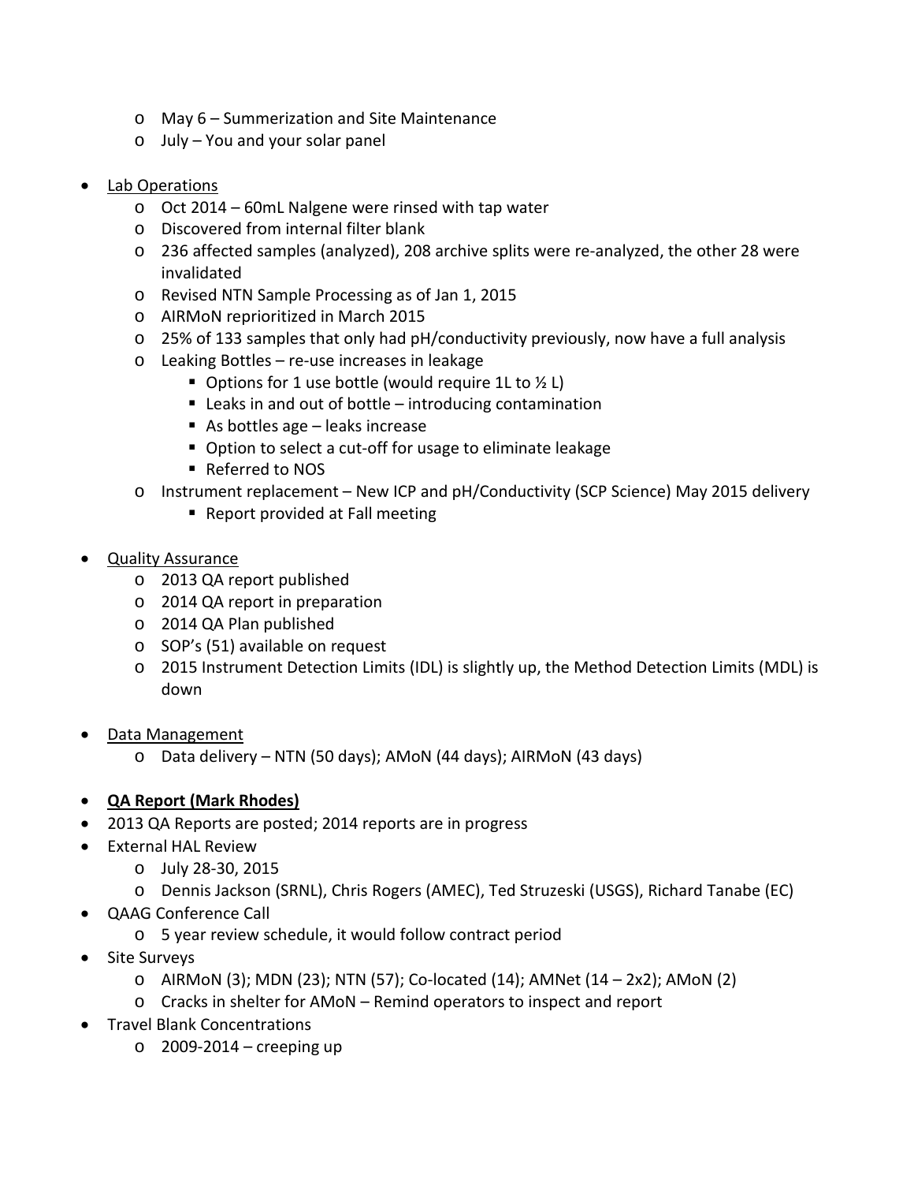- May 6 – Summerization and Site Maintenance
  - July – You and your solar panel

- Lab Operations
  - Oct 2014 – 60mL Nalgene were rinsed with tap water
  - Discovered from internal filter blank
  - 236 affected samples (analyzed), 208 archive splits were re-analyzed, the other 28 were invalidated
  - Revised NTN Sample Processing as of Jan 1, 2015
  - AIRMoN reprioritized in March 2015
  - 25% of 133 samples that only had pH/conductivity previously, now have a full analysis
  - Leaking Bottles – re-use increases in leakage
    - Options for 1 use bottle (would require 1L to ½ L)
    - Leaks in and out of bottle – introducing contamination
    - As bottles age – leaks increase
    - Option to select a cut-off for usage to eliminate leakage
    - Referred to NOS
  - Instrument replacement – New ICP and pH/Conductivity (SCP Science) May 2015 delivery
    - Report provided at Fall meeting

- Quality Assurance
  - 2013 QA report published
  - 2014 QA report in preparation
  - 2014 QA Plan published
  - SOP's (51) available on request
  - 2015 Instrument Detection Limits (IDL) is slightly up, the Method Detection Limits (MDL) is down

- Data Management
  - Data delivery – NTN (50 days); AMoN (44 days); AIRMoN (43 days)

- **QA Report (Mark Rhodes)**
- 2013 QA Reports are posted; 2014 reports are in progress
- External HAL Review
  - July 28-30, 2015
  - Dennis Jackson (SRNL), Chris Rogers (AMEC), Ted Struzeski (USGS), Richard Tanabe (EC)
- QAAG Conference Call
  - 5 year review schedule, it would follow contract period
- Site Surveys
  - AIRMoN (3); MDN (23); NTN (57); Co-located (14); AMNet (14 – 2x2); AMoN (2)
  - Cracks in shelter for AMoN – Remind operators to inspect and report
- Travel Blank Concentrations
  - 2009-2014 – creeping up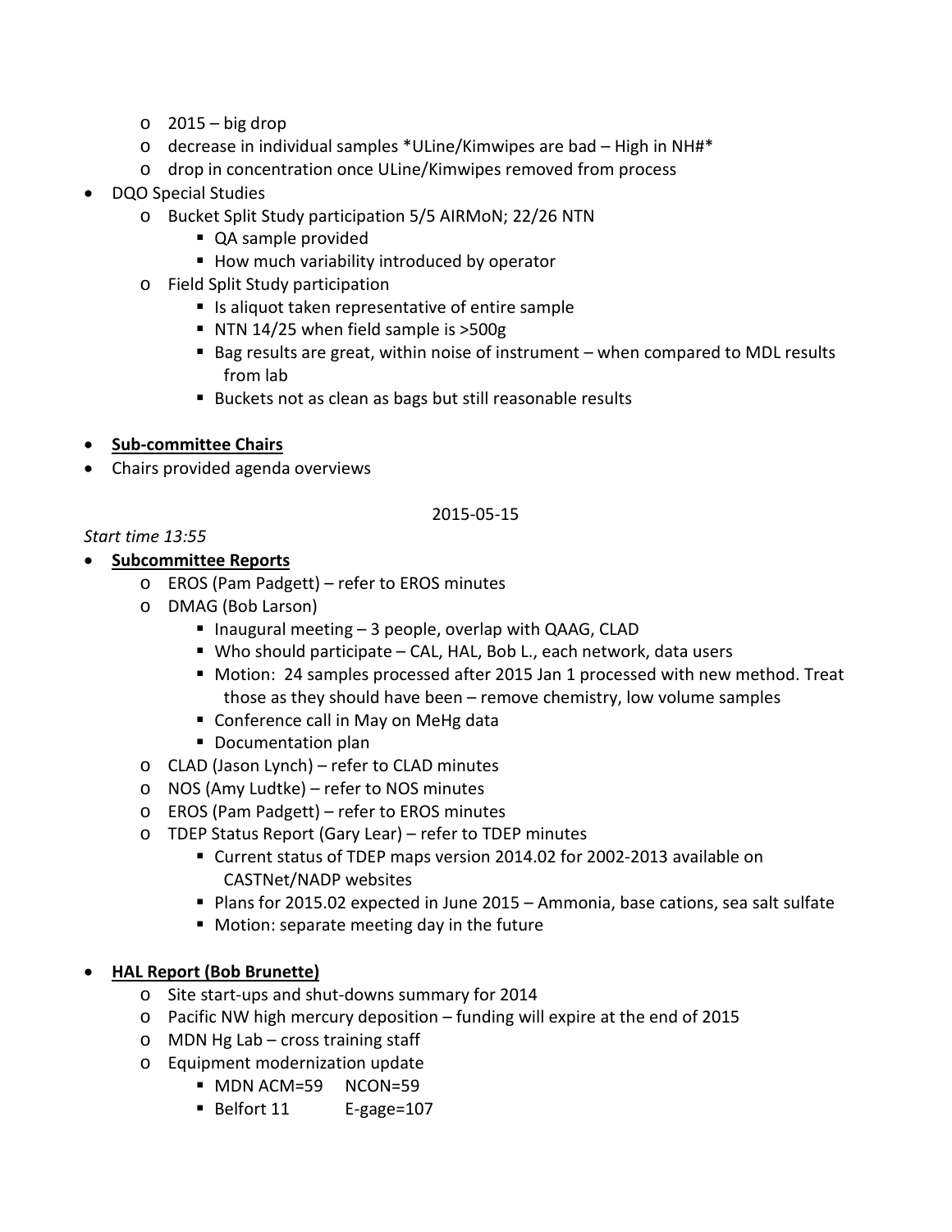- 2015 – big drop
  - decrease in individual samples *ULine/Kimwipes are bad – High in NH#*
  - drop in concentration once ULine/Kimwipes removed from process
- DQO Special Studies
  - Bucket Split Study participation 5/5 AIRMoN; 22/26 NTN
    - QA sample provided
    - How much variability introduced by operator
  - Field Split Study participation
    - Is aliquot taken representative of entire sample
    - NTN 14/25 when field sample is >500g
    - Bag results are great, within noise of instrument – when compared to MDL results from lab
    - Buckets not as clean as bags but still reasonable results

- **<u>Sub-committee Chairs</u>**
- Chairs provided agenda overviews

2015-05-15

*Start time 13:55*

- **<u>Subcommittee Reports</u>**
  - EROS (Pam Padgett) – refer to EROS minutes
  - DMAG (Bob Larson)
    - Inaugural meeting – 3 people, overlap with QAAG, CLAD
    - Who should participate – CAL, HAL, Bob L., each network, data users
    - Motion: 24 samples processed after 2015 Jan 1 processed with new method. Treat those as they should have been – remove chemistry, low volume samples
    - Conference call in May on MeHg data
    - Documentation plan
  - CLAD (Jason Lynch) – refer to CLAD minutes
  - NOS (Amy Ludtke) – refer to NOS minutes
  - EROS (Pam Padgett) – refer to EROS minutes
  - TDEP Status Report (Gary Lear) – refer to TDEP minutes
    - Current status of TDEP maps version 2014.02 for 2002-2013 available on CASTNet/NADP websites
    - Plans for 2015.02 expected in June 2015 – Ammonia, base cations, sea salt sulfate
    - Motion: separate meeting day in the future

- **<u>HAL Report (Bob Brunette)</u>**
  - Site start-ups and shut-downs summary for 2014
  - Pacific NW high mercury deposition – funding will expire at the end of 2015
  - MDN Hg Lab – cross training staff
  - Equipment modernization update
    - MDN ACM=59 NCON=59
    - Belfort 11 E-gage=107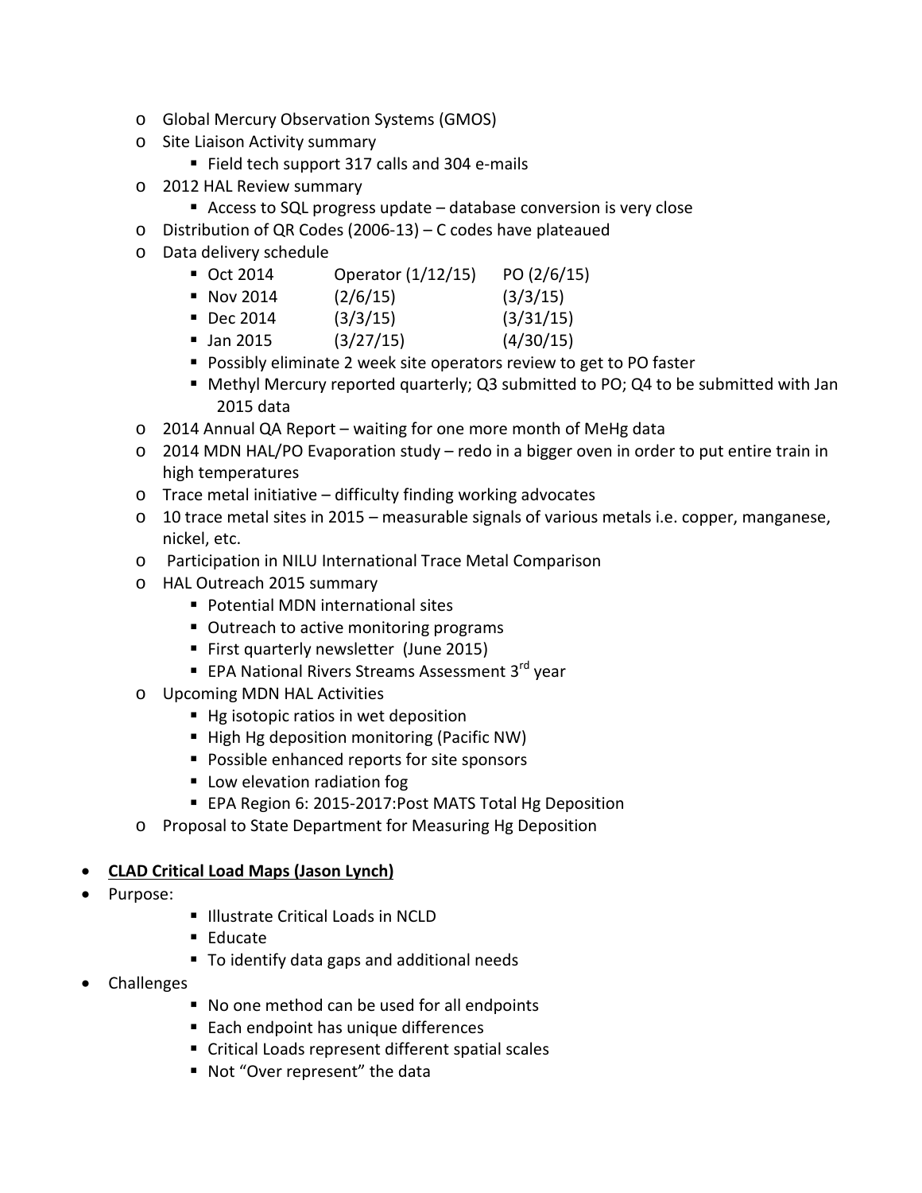- Global Mercury Observation Systems (GMOS)
- Site Liaison Activity summary
  - Field tech support 317 calls and 304 e-mails
- 2012 HAL Review summary
  - Access to SQL progress update – database conversion is very close
- Distribution of QR Codes (2006-13) – C codes have plateaued
- Data delivery schedule
  - Oct 2014 Operator (1/12/15) PO (2/6/15)
  - Nov 2014 (2/6/15) (3/3/15)
  - Dec 2014 (3/3/15) (3/31/15)
  - Jan 2015 (3/27/15) (4/30/15)
  - Possibly eliminate 2 week site operators review to get to PO faster
  - Methyl Mercury reported quarterly; Q3 submitted to PO; Q4 to be submitted with Jan 2015 data
- 2014 Annual QA Report – waiting for one more month of MeHg data
- 2014 MDN HAL/PO Evaporation study – redo in a bigger oven in order to put entire train in high temperatures
- Trace metal initiative – difficulty finding working advocates
- 10 trace metal sites in 2015 – measurable signals of various metals i.e. copper, manganese, nickel, etc.
- Participation in NILU International Trace Metal Comparison
- HAL Outreach 2015 summary
  - Potential MDN international sites
  - Outreach to active monitoring programs
  - First quarterly newsletter (June 2015)
  - EPA National Rivers Streams Assessment 3rd year
- Upcoming MDN HAL Activities
  - Hg isotopic ratios in wet deposition
  - High Hg deposition monitoring (Pacific NW)
  - Possible enhanced reports for site sponsors
  - Low elevation radiation fog
  - EPA Region 6: 2015-2017:Post MATS Total Hg Deposition
- Proposal to State Department for Measuring Hg Deposition

- **<u>CLAD Critical Load Maps (Jason Lynch)</u>**
- Purpose:
  - Illustrate Critical Loads in NCLD
  - Educate
  - To identify data gaps and additional needs
- Challenges
  - No one method can be used for all endpoints
  - Each endpoint has unique differences
  - Critical Loads represent different spatial scales
  - Not "Over represent" the data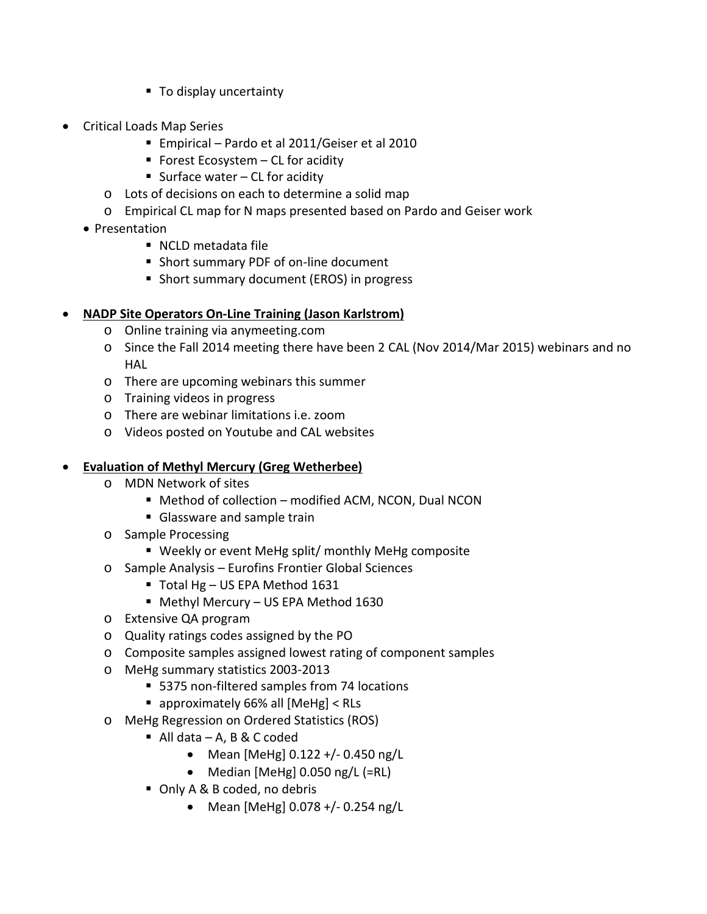- To display uncertainty

- Critical Loads Map Series
        - Empirical – Pardo et al 2011/Geiser et al 2010
        - Forest Ecosystem – CL for acidity
        - Surface water – CL for acidity
    - Lots of decisions on each to determine a solid map
    - Empirical CL map for N maps presented based on Pardo and Geiser work
  - Presentation
        - NCLD metadata file
        - Short summary PDF of on-line document
        - Short summary document (EROS) in progress

- **NADP Site Operators On-Line Training (Jason Karlstrom)**
    - Online training via anymeeting.com
    - Since the Fall 2014 meeting there have been 2 CAL (Nov 2014/Mar 2015) webinars and no HAL
    - There are upcoming webinars this summer
    - Training videos in progress
    - There are webinar limitations i.e. zoom
    - Videos posted on Youtube and CAL websites

- **Evaluation of Methyl Mercury (Greg Wetherbee)**
    - MDN Network of sites
        - Method of collection – modified ACM, NCON, Dual NCON
        - Glassware and sample train
    - Sample Processing
        - Weekly or event MeHg split/ monthly MeHg composite
    - Sample Analysis – Eurofins Frontier Global Sciences
        - Total Hg – US EPA Method 1631
        - Methyl Mercury – US EPA Method 1630
    - Extensive QA program
    - Quality ratings codes assigned by the PO
    - Composite samples assigned lowest rating of component samples
    - MeHg summary statistics 2003-2013
        - 5375 non-filtered samples from 74 locations
        - approximately 66% all [MeHg] < RLs
    - MeHg Regression on Ordered Statistics (ROS)
        - All data – A, B & C coded
            - Mean [MeHg] 0.122 +/- 0.450 ng/L
            - Median [MeHg] 0.050 ng/L (=RL)
        - Only A & B coded, no debris
            - Mean [MeHg] 0.078 +/- 0.254 ng/L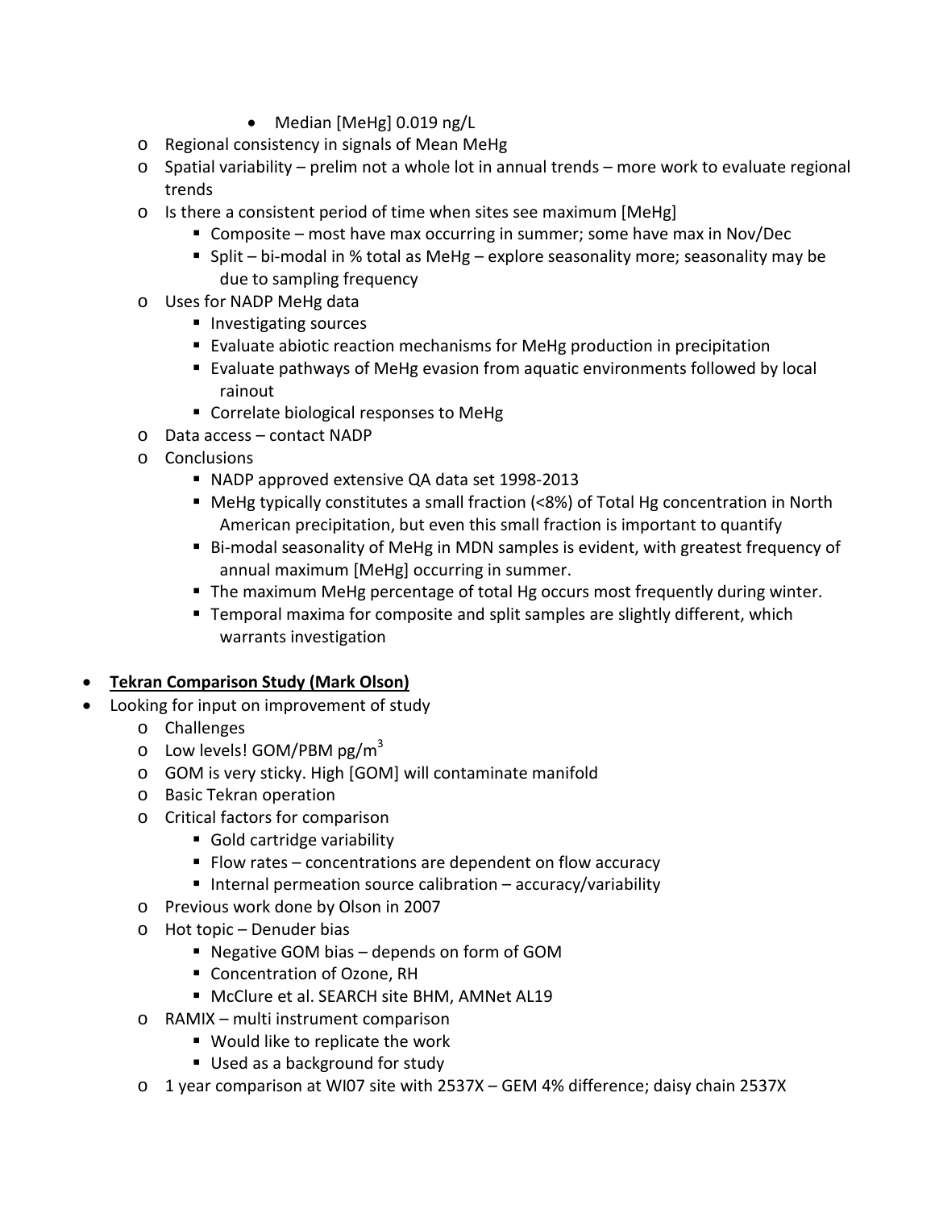- Median [MeHg] 0.019 ng/L
    - Regional consistency in signals of Mean MeHg
    - Spatial variability – prelim not a whole lot in annual trends – more work to evaluate regional trends
    - Is there a consistent period of time when sites see maximum [MeHg]
        - Composite – most have max occurring in summer; some have max in Nov/Dec
        - Split – bi-modal in % total as MeHg – explore seasonality more; seasonality may be due to sampling frequency
    - Uses for NADP MeHg data
        - Investigating sources
        - Evaluate abiotic reaction mechanisms for MeHg production in precipitation
        - Evaluate pathways of MeHg evasion from aquatic environments followed by local rainout
        - Correlate biological responses to MeHg
    - Data access – contact NADP
    - Conclusions
        - NADP approved extensive QA data set 1998-2013
        - MeHg typically constitutes a small fraction (<8%) of Total Hg concentration in North American precipitation, but even this small fraction is important to quantify
        - Bi-modal seasonality of MeHg in MDN samples is evident, with greatest frequency of annual maximum [MeHg] occurring in summer.
        - The maximum MeHg percentage of total Hg occurs most frequently during winter.
        - Temporal maxima for composite and split samples are slightly different, which warrants investigation

- **<u>Tekran Comparison Study (Mark Olson)</u>**
- Looking for input on improvement of study
    - Challenges
    - Low levels! GOM/PBM pg/m$^3$
    - GOM is very sticky. High [GOM] will contaminate manifold
    - Basic Tekran operation
    - Critical factors for comparison
        - Gold cartridge variability
        - Flow rates – concentrations are dependent on flow accuracy
        - Internal permeation source calibration – accuracy/variability
    - Previous work done by Olson in 2007
    - Hot topic – Denuder bias
        - Negative GOM bias – depends on form of GOM
        - Concentration of Ozone, RH
        - McClure et al. SEARCH site BHM, AMNet AL19
    - RAMIX – multi instrument comparison
        - Would like to replicate the work
        - Used as a background for study
    - 1 year comparison at WI07 site with 2537X – GEM 4% difference; daisy chain 2537X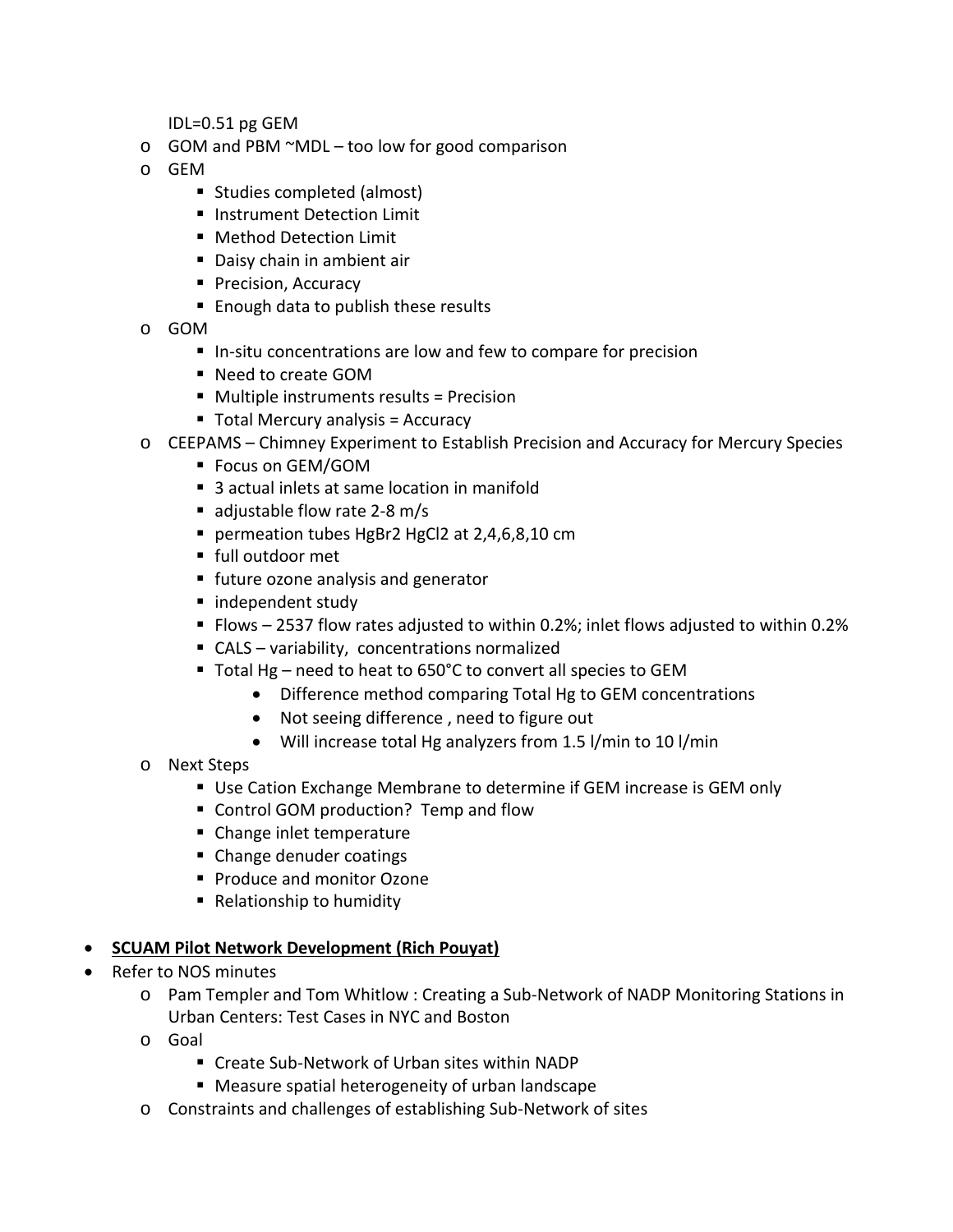IDL=0.51 pg GEM

- GOM and PBM ~MDL – too low for good comparison
- GEM
  - Studies completed (almost)
  - Instrument Detection Limit
  - Method Detection Limit
  - Daisy chain in ambient air
  - Precision, Accuracy
  - Enough data to publish these results
- GOM
  - In-situ concentrations are low and few to compare for precision
  - Need to create GOM
  - Multiple instruments results = Precision
  - Total Mercury analysis = Accuracy
- CEEPAMS – Chimney Experiment to Establish Precision and Accuracy for Mercury Species
  - Focus on GEM/GOM
  - 3 actual inlets at same location in manifold
  - adjustable flow rate 2-8 m/s
  - permeation tubes $HgBr_2$ $HgCl_2$ at 2,4,6,8,10 cm
  - full outdoor met
  - future ozone analysis and generator
  - independent study
  - Flows – 2537 flow rates adjusted to within 0.2%; inlet flows adjusted to within 0.2%
  - CALS – variability, concentrations normalized
  - Total Hg – need to heat to 650°C to convert all species to GEM
    - Difference method comparing Total Hg to GEM concentrations
    - Not seeing difference , need to figure out
    - Will increase total Hg analyzers from 1.5 l/min to 10 l/min
- Next Steps
  - Use Cation Exchange Membrane to determine if GEM increase is GEM only
  - Control GOM production? Temp and flow
  - Change inlet temperature
  - Change denuder coatings
  - Produce and monitor Ozone
  - Relationship to humidity

- **SCUAM Pilot Network Development (Rich Pouyat)**
- Refer to NOS minutes
  - Pam Templer and Tom Whitlow : Creating a Sub-Network of NADP Monitoring Stations in Urban Centers: Test Cases in NYC and Boston
  - Goal
    - Create Sub-Network of Urban sites within NADP
    - Measure spatial heterogeneity of urban landscape
  - Constraints and challenges of establishing Sub-Network of sites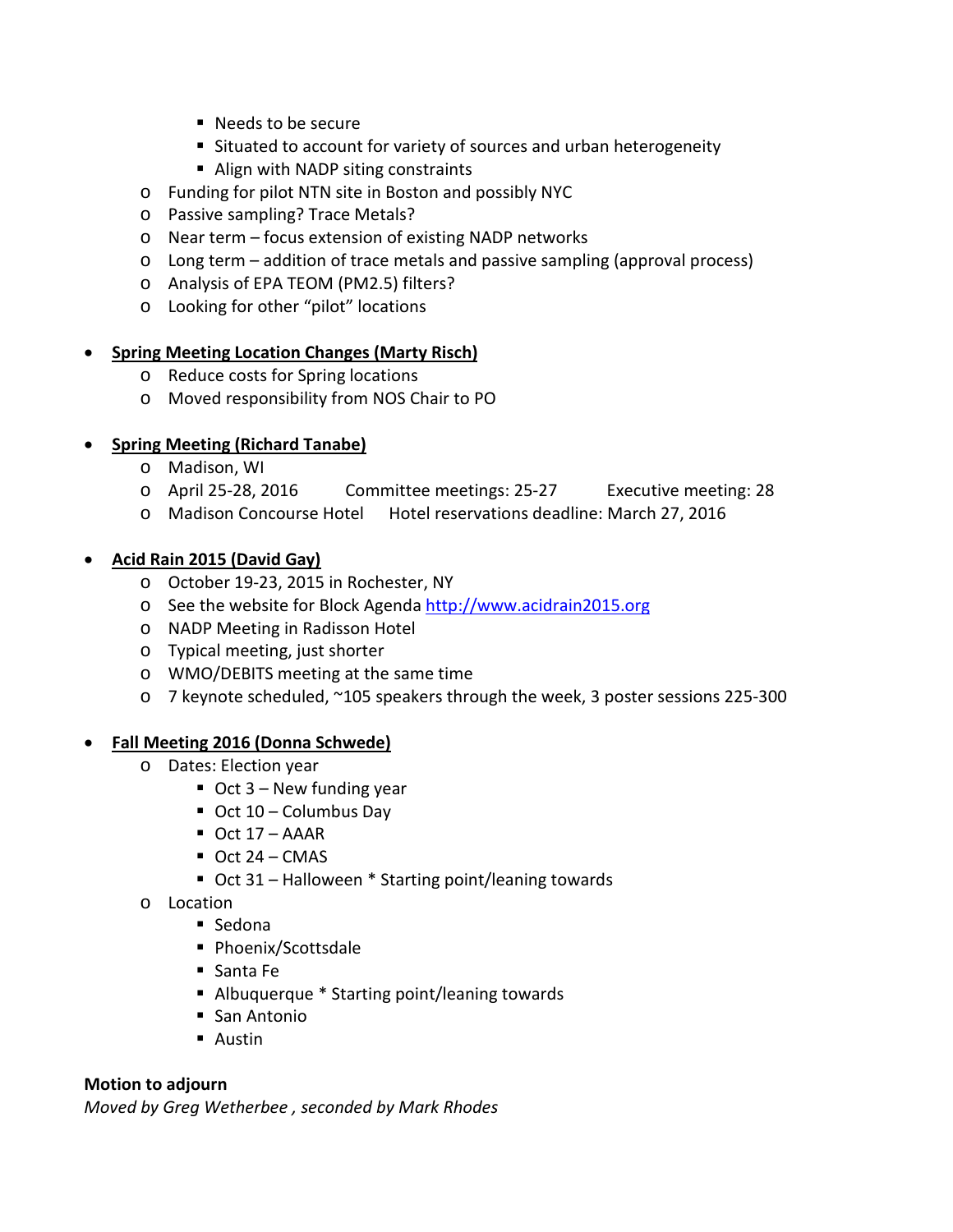- Needs to be secure
    - Situated to account for variety of sources and urban heterogeneity
    - Align with NADP siting constraints
  - Funding for pilot NTN site in Boston and possibly NYC
  - Passive sampling? Trace Metals?
  - Near term – focus extension of existing NADP networks
  - Long term – addition of trace metals and passive sampling (approval process)
  - Analysis of EPA TEOM (PM2.5) filters?
  - Looking for other "pilot" locations

- **<u>Spring Meeting Location Changes (Marty Risch)</u>**
  - Reduce costs for Spring locations
  - Moved responsibility from NOS Chair to PO

- **<u>Spring Meeting (Richard Tanabe)</u>**
  - Madison, WI
  - April 25-28, 2016 Committee meetings: 25-27 Executive meeting: 28
  - Madison Concourse Hotel Hotel reservations deadline: March 27, 2016

- **<u>Acid Rain 2015 (David Gay)</u>**
  - October 19-23, 2015 in Rochester, NY
  - See the website for Block Agenda [http://www.acidrain2015.org](http://www.acidrain2015.org)
  - NADP Meeting in Radisson Hotel
  - Typical meeting, just shorter
  - WMO/DEBITS meeting at the same time
  - 7 keynote scheduled, ~105 speakers through the week, 3 poster sessions 225-300

- **<u>Fall Meeting 2016 (Donna Schwede)</u>**
  - Dates: Election year
    - Oct 3 – New funding year
    - Oct 10 – Columbus Day
    - Oct 17 – AAAR
    - Oct 24 – CMAS
    - Oct 31 – Halloween * Starting point/leaning towards
  - Location
    - Sedona
    - Phoenix/Scottsdale
    - Santa Fe
    - Albuquerque * Starting point/leaning towards
    - San Antonio
    - Austin

**Motion to adjourn**

*Moved by Greg Wetherbee , seconded by Mark Rhodes*